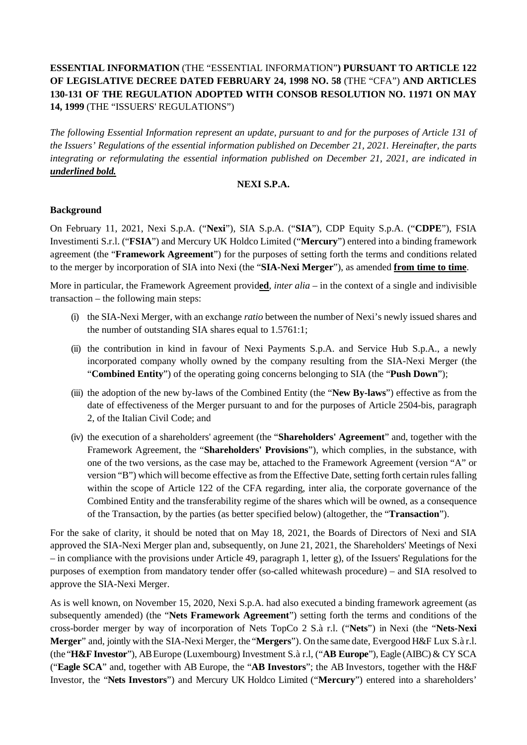**ESSENTIAL INFORMATION** (THE "ESSENTIAL INFORMATION"**) PURSUANT TO ARTICLE 122 OF LEGISLATIVE DECREE DATED FEBRUARY 24, 1998 NO. 58** (THE "CFA") **AND ARTICLES 130-131 OF THE REGULATION ADOPTED WITH CONSOB RESOLUTION NO. 11971 ON MAY 14, 1999** (THE "ISSUERS' REGULATIONS")

*The following Essential Information represent an update, pursuant to and for the purposes of Article 131 of the Issuers' Regulations of the essential information published on December 21, 2021. Hereinafter, the parts integrating or reformulating the essential information published on December 21, 2021, are indicated in* ***underlined bold.***

**NEXI S.P.A.**

**Background**

On February 11, 2021, Nexi S.p.A. ("**Nexi**"), SIA S.p.A. ("**SIA**"), CDP Equity S.p.A. ("**CDPE**"), FSIA Investimenti S.r.l. ("**FSIA**") and Mercury UK Holdco Limited ("**Mercury**") entered into a binding framework agreement (the "**Framework Agreement**") for the purposes of setting forth the terms and conditions related to the merger by incorporation of SIA into Nexi (the "**SIA-Nexi Merger**"), as amended **from time to time**.

More in particular, the Framework Agreement provid**ed**, *inter alia* – in the context of a single and indivisible transaction – the following main steps:

(i) the SIA-Nexi Merger, with an exchange *ratio* between the number of Nexi's newly issued shares and the number of outstanding SIA shares equal to 1.5761:1;

(ii) the contribution in kind in favour of Nexi Payments S.p.A. and Service Hub S.p.A., a newly incorporated company wholly owned by the company resulting from the SIA-Nexi Merger (the "**Combined Entity**") of the operating going concerns belonging to SIA (the "**Push Down**");

(iii) the adoption of the new by-laws of the Combined Entity (the "**New By-laws**") effective as from the date of effectiveness of the Merger pursuant to and for the purposes of Article 2504-bis, paragraph 2, of the Italian Civil Code; and

(iv) the execution of a shareholders' agreement (the "**Shareholders' Agreement**" and, together with the Framework Agreement, the "**Shareholders' Provisions**"), which complies, in the substance, with one of the two versions, as the case may be, attached to the Framework Agreement (version "A" or version "B") which will become effective as from the Effective Date, setting forth certain rules falling within the scope of Article 122 of the CFA regarding, inter alia, the corporate governance of the Combined Entity and the transferability regime of the shares which will be owned, as a consequence of the Transaction, by the parties (as better specified below) (altogether, the "**Transaction**").

For the sake of clarity, it should be noted that on May 18, 2021, the Boards of Directors of Nexi and SIA approved the SIA-Nexi Merger plan and, subsequently, on June 21, 2021, the Shareholders' Meetings of Nexi – in compliance with the provisions under Article 49, paragraph 1, letter g), of the Issuers' Regulations for the purposes of exemption from mandatory tender offer (so-called whitewash procedure) – and SIA resolved to approve the SIA-Nexi Merger.

As is well known, on November 15, 2020, Nexi S.p.A. had also executed a binding framework agreement (as subsequently amended) (the "**Nets Framework Agreement**") setting forth the terms and conditions of the cross-border merger by way of incorporation of Nets TopCo 2 S.à r.l. ("**Nets**") in Nexi (the "**Nets-Nexi Merger**" and, jointly with the SIA-Nexi Merger, the "**Mergers**"). On the same date, Evergood H&F Lux S.à r.l. (the "**H&F Investor**"), AB Europe (Luxembourg) Investment S.à r.l, ("**AB Europe**"), Eagle (AIBC) & CY SCA ("**Eagle SCA**" and, together with AB Europe, the "**AB Investors**"; the AB Investors, together with the H&F Investor, the "**Nets Investors**") and Mercury UK Holdco Limited ("**Mercury**") entered into a shareholders'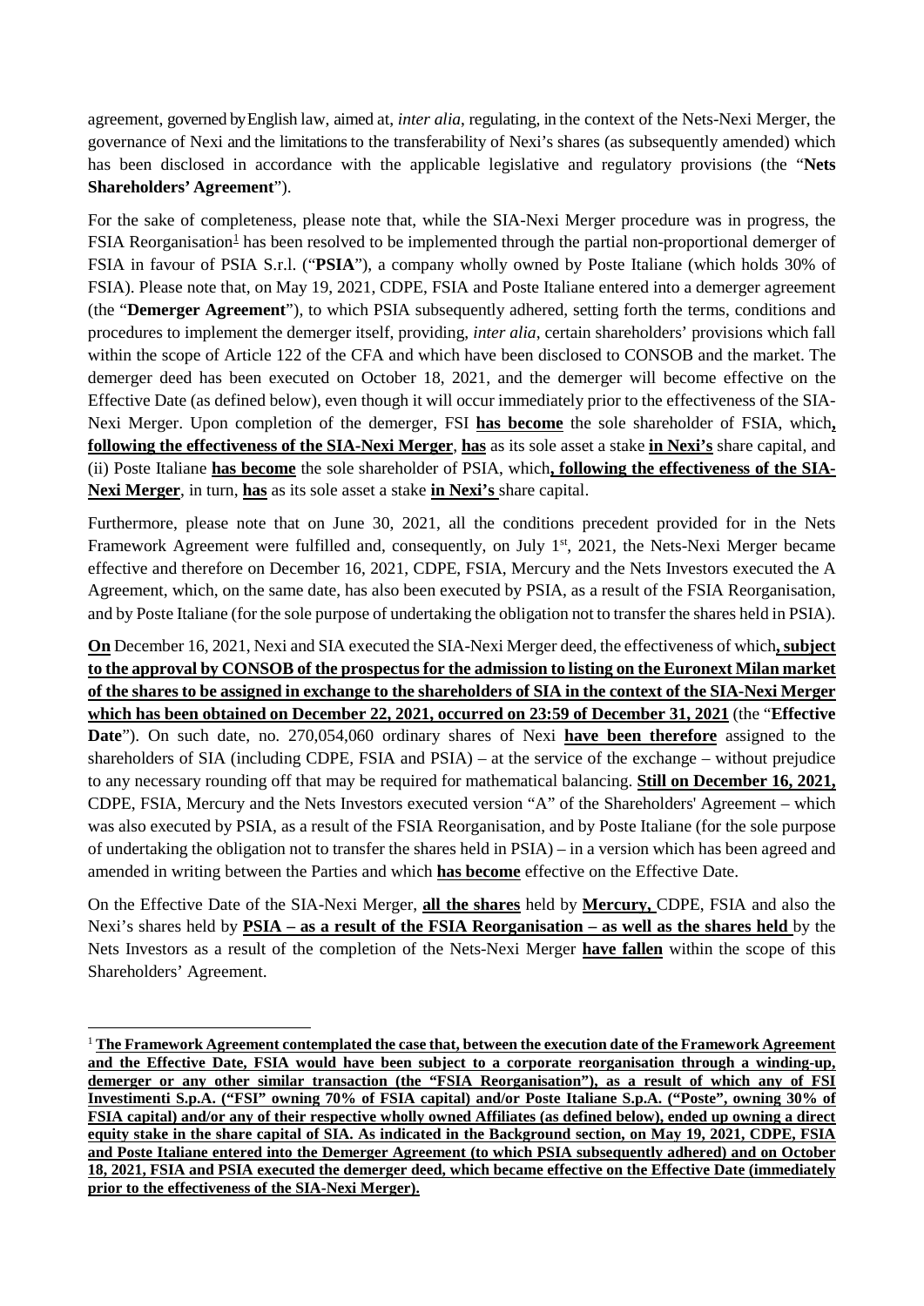agreement, governed by English law, aimed at, *inter alia*, regulating, in the context of the Nets-Nexi Merger, the governance of Nexi and the limitations to the transferability of Nexi's shares (as subsequently amended) which has been disclosed in accordance with the applicable legislative and regulatory provisions (the "**Nets Shareholders' Agreement**").

For the sake of completeness, please note that, while the SIA-Nexi Merger procedure was in progress, the FSIA Reorganisation[1] has been resolved to be implemented through the partial non-proportional demerger of FSIA in favour of PSIA S.r.l. ("**PSIA**"), a company wholly owned by Poste Italiane (which holds 30% of FSIA). Please note that, on May 19, 2021, CDPE, FSIA and Poste Italiane entered into a demerger agreement (the "**Demerger Agreement**"), to which PSIA subsequently adhered, setting forth the terms, conditions and procedures to implement the demerger itself, providing, *inter alia*, certain shareholders' provisions which fall within the scope of Article 122 of the CFA and which have been disclosed to CONSOB and the market. The demerger deed has been executed on October 18, 2021, and the demerger will become effective on the Effective Date (as defined below), even though it will occur immediately prior to the effectiveness of the SIA-Nexi Merger. Upon completion of the demerger, FSI **has become** the sole shareholder of FSIA, which**, following the effectiveness of the SIA-Nexi Merger**, **has** as its sole asset a stake **in Nexi's** share capital, and (ii) Poste Italiane **has become** the sole shareholder of PSIA, which**, following the effectiveness of the SIA-Nexi Merger**, in turn, **has** as its sole asset a stake **in Nexi's** share capital.

Furthermore, please note that on June 30, 2021, all the conditions precedent provided for in the Nets Framework Agreement were fulfilled and, consequently, on July 1st, 2021, the Nets-Nexi Merger became effective and therefore on December 16, 2021, CDPE, FSIA, Mercury and the Nets Investors executed the A Agreement, which, on the same date, has also been executed by PSIA, as a result of the FSIA Reorganisation, and by Poste Italiane (for the sole purpose of undertaking the obligation not to transfer the shares held in PSIA).

**On** December 16, 2021, Nexi and SIA executed the SIA-Nexi Merger deed, the effectiveness of which**, subject to the approval by CONSOB of the prospectus for the admission to listing on the Euronext Milan market of the shares to be assigned in exchange to the shareholders of SIA in the context of the SIA-Nexi Merger which has been obtained on December 22, 2021, occurred on 23:59 of December 31, 2021** (the "**Effective Date**"). On such date, no. 270,054,060 ordinary shares of Nexi **have been therefore** assigned to the shareholders of SIA (including CDPE, FSIA and PSIA) – at the service of the exchange – without prejudice to any necessary rounding off that may be required for mathematical balancing. **Still on December 16, 2021,** CDPE, FSIA, Mercury and the Nets Investors executed version "A" of the Shareholders' Agreement – which was also executed by PSIA, as a result of the FSIA Reorganisation, and by Poste Italiane (for the sole purpose of undertaking the obligation not to transfer the shares held in PSIA) – in a version which has been agreed and amended in writing between the Parties and which **has become** effective on the Effective Date.

On the Effective Date of the SIA-Nexi Merger, **all the shares** held by **Mercury,** CDPE, FSIA and also the Nexi's shares held by **PSIA – as a result of the FSIA Reorganisation – as well as the shares held** by the Nets Investors as a result of the completion of the Nets-Nexi Merger **have fallen** within the scope of this Shareholders' Agreement.

---

[1] **The Framework Agreement contemplated the case that, between the execution date of the Framework Agreement and the Effective Date, FSIA would have been subject to a corporate reorganisation through a winding-up, demerger or any other similar transaction (the "FSIA Reorganisation"), as a result of which any of FSI Investimenti S.p.A. ("FSI" owning 70% of FSIA capital) and/or Poste Italiane S.p.A. ("Poste", owning 30% of FSIA capital) and/or any of their respective wholly owned Affiliates (as defined below), ended up owning a direct equity stake in the share capital of SIA. As indicated in the Background section, on May 19, 2021, CDPE, FSIA and Poste Italiane entered into the Demerger Agreement (to which PSIA subsequently adhered) and on October 18, 2021, FSIA and PSIA executed the demerger deed, which became effective on the Effective Date (immediately prior to the effectiveness of the SIA-Nexi Merger).**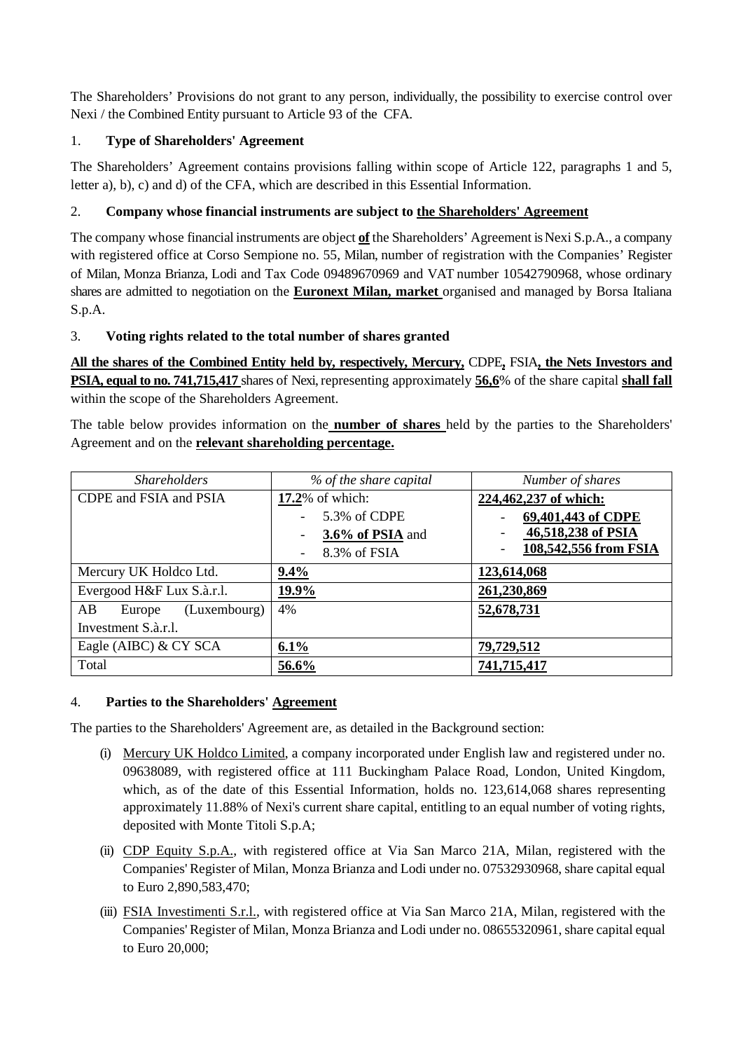The Shareholders' Provisions do not grant to any person, individually, the possibility to exercise control over Nexi / the Combined Entity pursuant to Article 93 of the CFA.

## 1. **Type of Shareholders' Agreement**

The Shareholders' Agreement contains provisions falling within scope of Article 122, paragraphs 1 and 5, letter a), b), c) and d) of the CFA, which are described in this Essential Information.

## 2. **Company whose financial instruments are subject to the Shareholders' Agreement**

The company whose financial instruments are object **of** the Shareholders' Agreement is Nexi S.p.A., a company with registered office at Corso Sempione no. 55, Milan, number of registration with the Companies' Register of Milan, Monza Brianza, Lodi and Tax Code 09489670969 and VAT number 10542790968, whose ordinary shares are admitted to negotiation on the **Euronext Milan, market** organised and managed by Borsa Italiana S.p.A.

## 3. **Voting rights related to the total number of shares granted**

**All the shares of the Combined Entity held by, respectively, Mercury,** CDPE**,** FSIA**, the Nets Investors and PSIA, equal to no. 741,715,417** shares of Nexi, representing approximately **56,6**% of the share capital **shall fall** within the scope of the Shareholders Agreement.

The table below provides information on the **number of shares** held by the parties to the Shareholders' Agreement and on the **relevant shareholding percentage.**

| *Shareholders* | *% of the share capital* | *Number of shares* |
|---|---|---|
| CDPE and FSIA and PSIA | **17.2**% of which:<br>- 5.3% of CDPE<br>- **3.6% of PSIA** and<br>- 8.3% of FSIA | **224,462,237 of which:**<br>- **69,401,443 of CDPE**<br>- **46,518,238 of PSIA**<br>- **108,542,556 from FSIA** |
| Mercury UK Holdco Ltd. | **9.4%** | **123,614,068** |
| Evergood H&F Lux S.à.r.l. | **19.9%** | **261,230,869** |
| AB Europe (Luxembourg) Investment S.à.r.l. | 4% | **52,678,731** |
| Eagle (AIBC) & CY SCA | **6.1%** | **79,729,512** |
| Total | **56.6%** | **741,715,417** |

## 4. **Parties to the Shareholders' Agreement**

The parties to the Shareholders' Agreement are, as detailed in the Background section:

(i) Mercury UK Holdco Limited, a company incorporated under English law and registered under no. 09638089, with registered office at 111 Buckingham Palace Road, London, United Kingdom, which, as of the date of this Essential Information, holds no. 123,614,068 shares representing approximately 11.88% of Nexi's current share capital, entitling to an equal number of voting rights, deposited with Monte Titoli S.p.A;

(ii) CDP Equity S.p.A., with registered office at Via San Marco 21A, Milan, registered with the Companies' Register of Milan, Monza Brianza and Lodi under no. 07532930968, share capital equal to Euro 2,890,583,470;

(iii) FSIA Investimenti S.r.l., with registered office at Via San Marco 21A, Milan, registered with the Companies' Register of Milan, Monza Brianza and Lodi under no. 08655320961, share capital equal to Euro 20,000;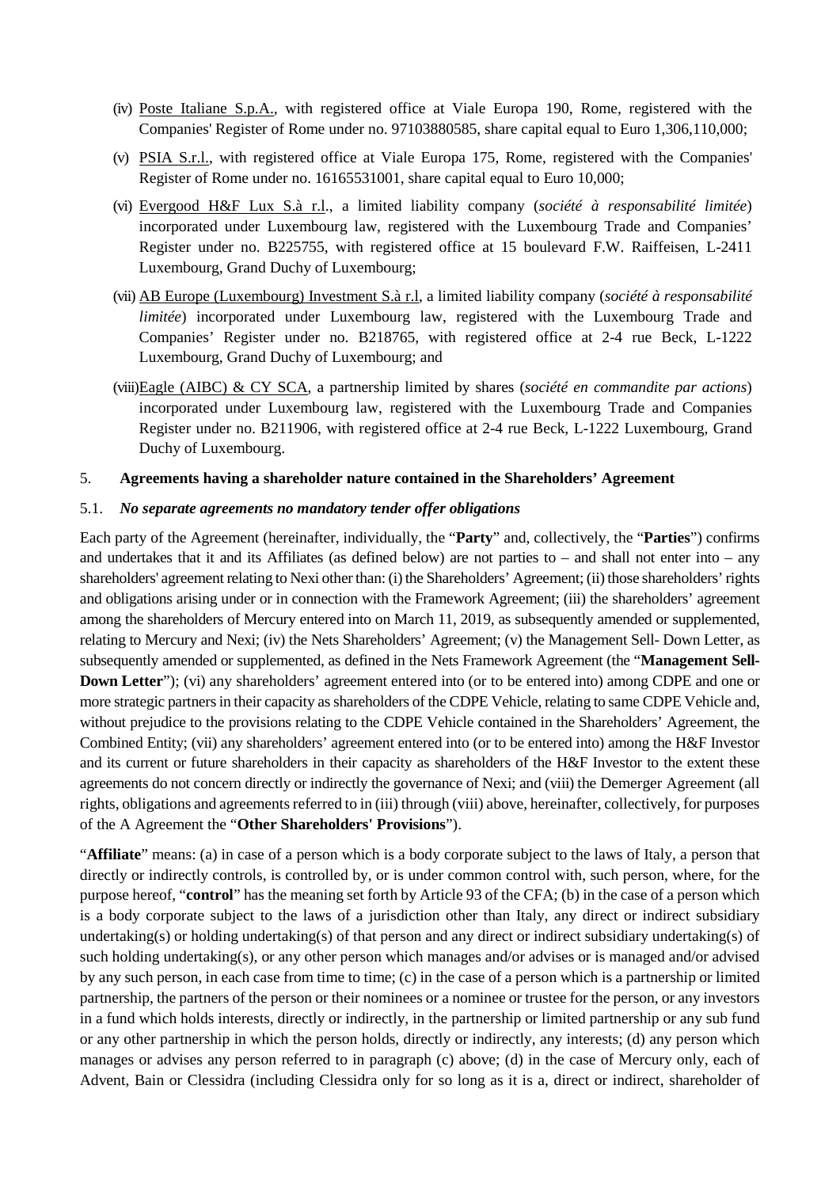(iv) Poste Italiane S.p.A., with registered office at Viale Europa 190, Rome, registered with the Companies' Register of Rome under no. 97103880585, share capital equal to Euro 1,306,110,000;

(v) PSIA S.r.l., with registered office at Viale Europa 175, Rome, registered with the Companies' Register of Rome under no. 16165531001, share capital equal to Euro 10,000;

(vi) Evergood H&F Lux S.à r.l., a limited liability company (*société à responsabilité limitée*) incorporated under Luxembourg law, registered with the Luxembourg Trade and Companies' Register under no. B225755, with registered office at 15 boulevard F.W. Raiffeisen, L-2411 Luxembourg, Grand Duchy of Luxembourg;

(vii) AB Europe (Luxembourg) Investment S.à r.l, a limited liability company (*société à responsabilité limitée*) incorporated under Luxembourg law, registered with the Luxembourg Trade and Companies' Register under no. B218765, with registered office at 2-4 rue Beck, L-1222 Luxembourg, Grand Duchy of Luxembourg; and

(viii) Eagle (AIBC) & CY SCA, a partnership limited by shares (*société en commandite par actions*) incorporated under Luxembourg law, registered with the Luxembourg Trade and Companies Register under no. B211906, with registered office at 2-4 rue Beck, L-1222 Luxembourg, Grand Duchy of Luxembourg.

## 5. Agreements having a shareholder nature contained in the Shareholders' Agreement

### 5.1. *No separate agreements no mandatory tender offer obligations*

Each party of the Agreement (hereinafter, individually, the "**Party**" and, collectively, the "**Parties**") confirms and undertakes that it and its Affiliates (as defined below) are not parties to – and shall not enter into – any shareholders' agreement relating to Nexi other than: (i) the Shareholders' Agreement; (ii) those shareholders' rights and obligations arising under or in connection with the Framework Agreement; (iii) the shareholders' agreement among the shareholders of Mercury entered into on March 11, 2019, as subsequently amended or supplemented, relating to Mercury and Nexi; (iv) the Nets Shareholders' Agreement; (v) the Management Sell- Down Letter, as subsequently amended or supplemented, as defined in the Nets Framework Agreement (the "**Management Sell-Down Letter**"); (vi) any shareholders' agreement entered into (or to be entered into) among CDPE and one or more strategic partners in their capacity as shareholders of the CDPE Vehicle, relating to same CDPE Vehicle and, without prejudice to the provisions relating to the CDPE Vehicle contained in the Shareholders' Agreement, the Combined Entity; (vii) any shareholders' agreement entered into (or to be entered into) among the H&F Investor and its current or future shareholders in their capacity as shareholders of the H&F Investor to the extent these agreements do not concern directly or indirectly the governance of Nexi; and (viii) the Demerger Agreement (all rights, obligations and agreements referred to in (iii) through (viii) above, hereinafter, collectively, for purposes of the A Agreement the "**Other Shareholders' Provisions**").

"**Affiliate**" means: (a) in case of a person which is a body corporate subject to the laws of Italy, a person that directly or indirectly controls, is controlled by, or is under common control with, such person, where, for the purpose hereof, "**control**" has the meaning set forth by Article 93 of the CFA; (b) in the case of a person which is a body corporate subject to the laws of a jurisdiction other than Italy, any direct or indirect subsidiary undertaking(s) or holding undertaking(s) of that person and any direct or indirect subsidiary undertaking(s) of such holding undertaking(s), or any other person which manages and/or advises or is managed and/or advised by any such person, in each case from time to time; (c) in the case of a person which is a partnership or limited partnership, the partners of the person or their nominees or a nominee or trustee for the person, or any investors in a fund which holds interests, directly or indirectly, in the partnership or limited partnership or any sub fund or any other partnership in which the person holds, directly or indirectly, any interests; (d) any person which manages or advises any person referred to in paragraph (c) above; (d) in the case of Mercury only, each of Advent, Bain or Clessidra (including Clessidra only for so long as it is a, direct or indirect, shareholder of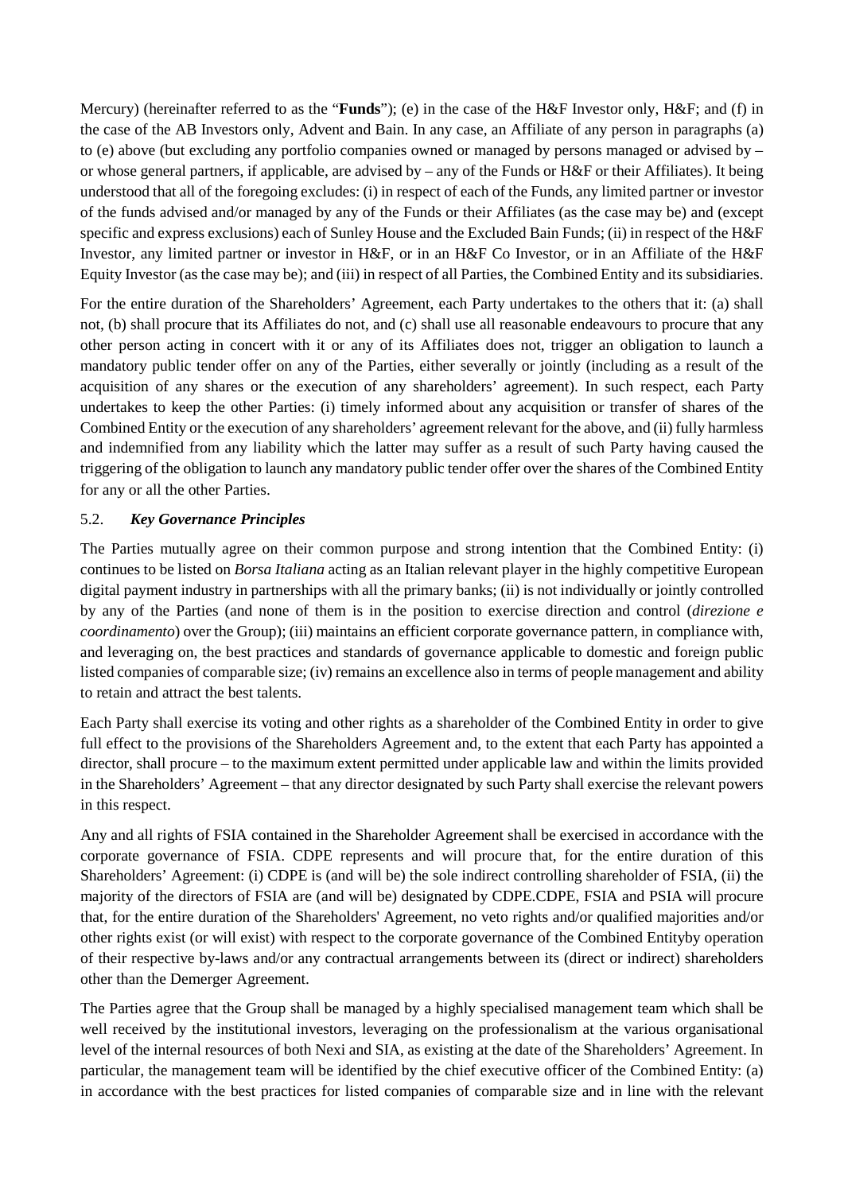Mercury) (hereinafter referred to as the "**Funds**"); (e) in the case of the H&F Investor only, H&F; and (f) in the case of the AB Investors only, Advent and Bain. In any case, an Affiliate of any person in paragraphs (a) to (e) above (but excluding any portfolio companies owned or managed by persons managed or advised by – or whose general partners, if applicable, are advised by – any of the Funds or H&F or their Affiliates). It being understood that all of the foregoing excludes: (i) in respect of each of the Funds, any limited partner or investor of the funds advised and/or managed by any of the Funds or their Affiliates (as the case may be) and (except specific and express exclusions) each of Sunley House and the Excluded Bain Funds; (ii) in respect of the H&F Investor, any limited partner or investor in H&F, or in an H&F Co Investor, or in an Affiliate of the H&F Equity Investor (as the case may be); and (iii) in respect of all Parties, the Combined Entity and its subsidiaries.

For the entire duration of the Shareholders' Agreement, each Party undertakes to the others that it: (a) shall not, (b) shall procure that its Affiliates do not, and (c) shall use all reasonable endeavours to procure that any other person acting in concert with it or any of its Affiliates does not, trigger an obligation to launch a mandatory public tender offer on any of the Parties, either severally or jointly (including as a result of the acquisition of any shares or the execution of any shareholders' agreement). In such respect, each Party undertakes to keep the other Parties: (i) timely informed about any acquisition or transfer of shares of the Combined Entity or the execution of any shareholders' agreement relevant for the above, and (ii) fully harmless and indemnified from any liability which the latter may suffer as a result of such Party having caused the triggering of the obligation to launch any mandatory public tender offer over the shares of the Combined Entity for any or all the other Parties.

## 5.2. *Key Governance Principles*

The Parties mutually agree on their common purpose and strong intention that the Combined Entity: (i) continues to be listed on *Borsa Italiana* acting as an Italian relevant player in the highly competitive European digital payment industry in partnerships with all the primary banks; (ii) is not individually or jointly controlled by any of the Parties (and none of them is in the position to exercise direction and control (*direzione e coordinamento*) over the Group); (iii) maintains an efficient corporate governance pattern, in compliance with, and leveraging on, the best practices and standards of governance applicable to domestic and foreign public listed companies of comparable size; (iv) remains an excellence also in terms of people management and ability to retain and attract the best talents.

Each Party shall exercise its voting and other rights as a shareholder of the Combined Entity in order to give full effect to the provisions of the Shareholders Agreement and, to the extent that each Party has appointed a director, shall procure – to the maximum extent permitted under applicable law and within the limits provided in the Shareholders' Agreement – that any director designated by such Party shall exercise the relevant powers in this respect.

Any and all rights of FSIA contained in the Shareholder Agreement shall be exercised in accordance with the corporate governance of FSIA. CDPE represents and will procure that, for the entire duration of this Shareholders' Agreement: (i) CDPE is (and will be) the sole indirect controlling shareholder of FSIA, (ii) the majority of the directors of FSIA are (and will be) designated by CDPE.CDPE, FSIA and PSIA will procure that, for the entire duration of the Shareholders' Agreement, no veto rights and/or qualified majorities and/or other rights exist (or will exist) with respect to the corporate governance of the Combined Entityby operation of their respective by-laws and/or any contractual arrangements between its (direct or indirect) shareholders other than the Demerger Agreement.

The Parties agree that the Group shall be managed by a highly specialised management team which shall be well received by the institutional investors, leveraging on the professionalism at the various organisational level of the internal resources of both Nexi and SIA, as existing at the date of the Shareholders' Agreement. In particular, the management team will be identified by the chief executive officer of the Combined Entity: (a) in accordance with the best practices for listed companies of comparable size and in line with the relevant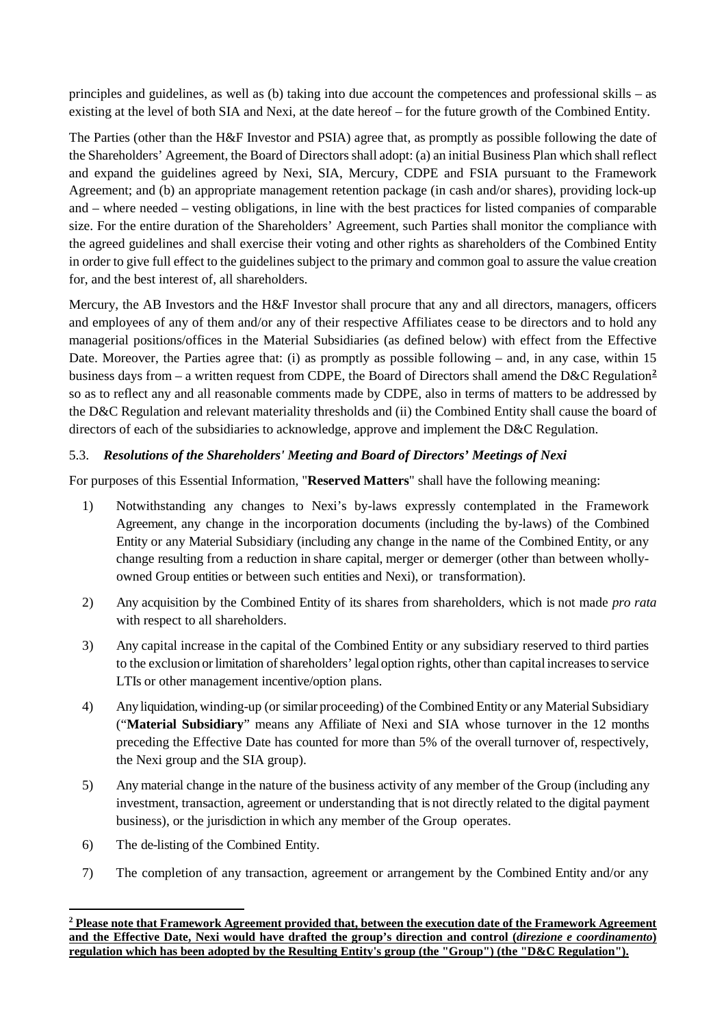principles and guidelines, as well as (b) taking into due account the competences and professional skills – as existing at the level of both SIA and Nexi, at the date hereof – for the future growth of the Combined Entity.

The Parties (other than the H&F Investor and PSIA) agree that, as promptly as possible following the date of the Shareholders' Agreement, the Board of Directors shall adopt: (a) an initial Business Plan which shall reflect and expand the guidelines agreed by Nexi, SIA, Mercury, CDPE and FSIA pursuant to the Framework Agreement; and (b) an appropriate management retention package (in cash and/or shares), providing lock-up and – where needed – vesting obligations, in line with the best practices for listed companies of comparable size. For the entire duration of the Shareholders' Agreement, such Parties shall monitor the compliance with the agreed guidelines and shall exercise their voting and other rights as shareholders of the Combined Entity in order to give full effect to the guidelines subject to the primary and common goal to assure the value creation for, and the best interest of, all shareholders.

Mercury, the AB Investors and the H&F Investor shall procure that any and all directors, managers, officers and employees of any of them and/or any of their respective Affiliates cease to be directors and to hold any managerial positions/offices in the Material Subsidiaries (as defined below) with effect from the Effective Date. Moreover, the Parties agree that: (i) as promptly as possible following – and, in any case, within 15 business days from – a written request from CDPE, the Board of Directors shall amend the D&C Regulation[2] so as to reflect any and all reasonable comments made by CDPE, also in terms of matters to be addressed by the D&C Regulation and relevant materiality thresholds and (ii) the Combined Entity shall cause the board of directors of each of the subsidiaries to acknowledge, approve and implement the D&C Regulation.

### 5.3. *Resolutions of the Shareholders' Meeting and Board of Directors' Meetings of Nexi*

For purposes of this Essential Information, "**Reserved Matters**" shall have the following meaning:

1) Notwithstanding any changes to Nexi's by-laws expressly contemplated in the Framework Agreement, any change in the incorporation documents (including the by-laws) of the Combined Entity or any Material Subsidiary (including any change in the name of the Combined Entity, or any change resulting from a reduction in share capital, merger or demerger (other than wholly-owned Group entities or between such entities and Nexi), or transformation).

2) Any acquisition by the Combined Entity of its shares from shareholders, which is not made *pro rata* with respect to all shareholders.

3) Any capital increase in the capital of the Combined Entity or any subsidiary reserved to third parties to the exclusion or limitation of shareholders' legal option rights, other than capital increases to service LTIs or other management incentive/option plans.

4) Any liquidation, winding-up (or similar proceeding) of the Combined Entity or any Material Subsidiary ("**Material Subsidiary**" means any Affiliate of Nexi and SIA whose turnover in the 12 months preceding the Effective Date has counted for more than 5% of the overall turnover of, respectively, the Nexi group and the SIA group).

5) Any material change in the nature of the business activity of any member of the Group (including any investment, transaction, agreement or understanding that is not directly related to the digital payment business), or the jurisdiction in which any member of the Group operates.

6) The de-listing of the Combined Entity.

7) The completion of any transaction, agreement or arrangement by the Combined Entity and/or any

---

[2] **Please note that Framework Agreement provided that, between the execution date of the Framework Agreement and the Effective Date, Nexi would have drafted the group's direction and control (*direzione e coordinamento*) regulation which has been adopted by the Resulting Entity's group (the "Group") (the "D&C Regulation").**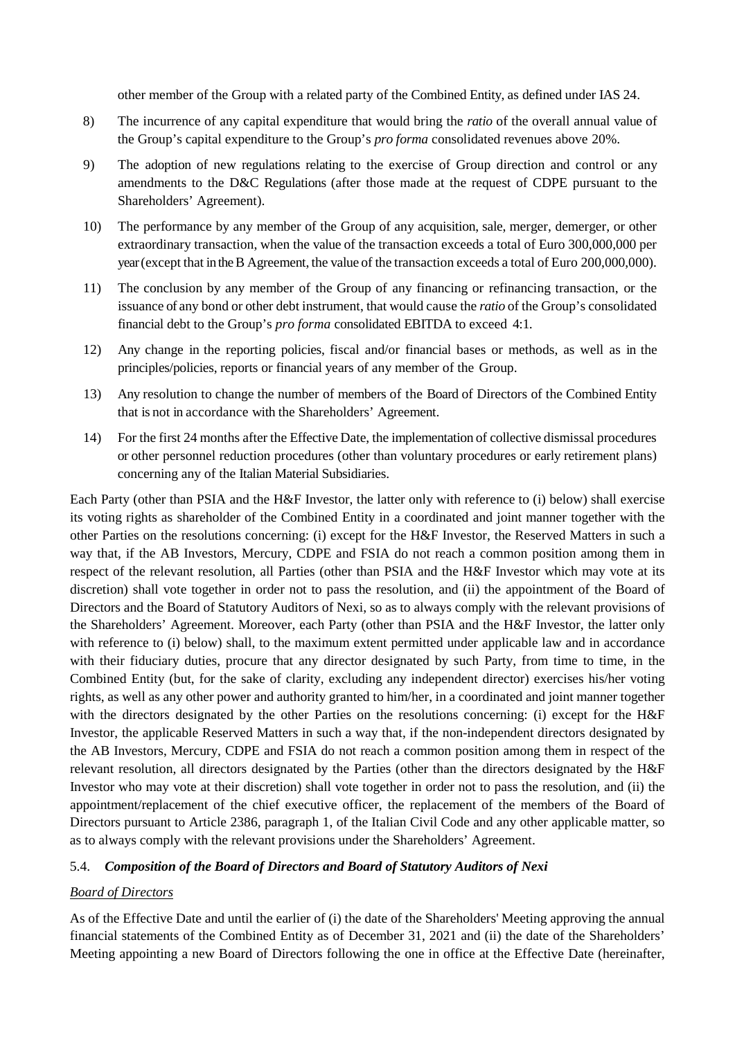other member of the Group with a related party of the Combined Entity, as defined under IAS 24.

8) The incurrence of any capital expenditure that would bring the *ratio* of the overall annual value of the Group's capital expenditure to the Group's *pro forma* consolidated revenues above 20%.

9) The adoption of new regulations relating to the exercise of Group direction and control or any amendments to the D&C Regulations (after those made at the request of CDPE pursuant to the Shareholders' Agreement).

10) The performance by any member of the Group of any acquisition, sale, merger, demerger, or other extraordinary transaction, when the value of the transaction exceeds a total of Euro 300,000,000 per year (except that in the B Agreement, the value of the transaction exceeds a total of Euro 200,000,000).

11) The conclusion by any member of the Group of any financing or refinancing transaction, or the issuance of any bond or other debt instrument, that would cause the *ratio* of the Group's consolidated financial debt to the Group's *pro forma* consolidated EBITDA to exceed 4:1.

12) Any change in the reporting policies, fiscal and/or financial bases or methods, as well as in the principles/policies, reports or financial years of any member of the Group.

13) Any resolution to change the number of members of the Board of Directors of the Combined Entity that is not in accordance with the Shareholders' Agreement.

14) For the first 24 months after the Effective Date, the implementation of collective dismissal procedures or other personnel reduction procedures (other than voluntary procedures or early retirement plans) concerning any of the Italian Material Subsidiaries.

Each Party (other than PSIA and the H&F Investor, the latter only with reference to (i) below) shall exercise its voting rights as shareholder of the Combined Entity in a coordinated and joint manner together with the other Parties on the resolutions concerning: (i) except for the H&F Investor, the Reserved Matters in such a way that, if the AB Investors, Mercury, CDPE and FSIA do not reach a common position among them in respect of the relevant resolution, all Parties (other than PSIA and the H&F Investor which may vote at its discretion) shall vote together in order not to pass the resolution, and (ii) the appointment of the Board of Directors and the Board of Statutory Auditors of Nexi, so as to always comply with the relevant provisions of the Shareholders' Agreement. Moreover, each Party (other than PSIA and the H&F Investor, the latter only with reference to (i) below) shall, to the maximum extent permitted under applicable law and in accordance with their fiduciary duties, procure that any director designated by such Party, from time to time, in the Combined Entity (but, for the sake of clarity, excluding any independent director) exercises his/her voting rights, as well as any other power and authority granted to him/her, in a coordinated and joint manner together with the directors designated by the other Parties on the resolutions concerning: (i) except for the H&F Investor, the applicable Reserved Matters in such a way that, if the non-independent directors designated by the AB Investors, Mercury, CDPE and FSIA do not reach a common position among them in respect of the relevant resolution, all directors designated by the Parties (other than the directors designated by the H&F Investor who may vote at their discretion) shall vote together in order not to pass the resolution, and (ii) the appointment/replacement of the chief executive officer, the replacement of the members of the Board of Directors pursuant to Article 2386, paragraph 1, of the Italian Civil Code and any other applicable matter, so as to always comply with the relevant provisions under the Shareholders' Agreement.

### 5.4. *Composition of the Board of Directors and Board of Statutory Auditors of Nexi*

*Board of Directors*

As of the Effective Date and until the earlier of (i) the date of the Shareholders' Meeting approving the annual financial statements of the Combined Entity as of December 31, 2021 and (ii) the date of the Shareholders' Meeting appointing a new Board of Directors following the one in office at the Effective Date (hereinafter,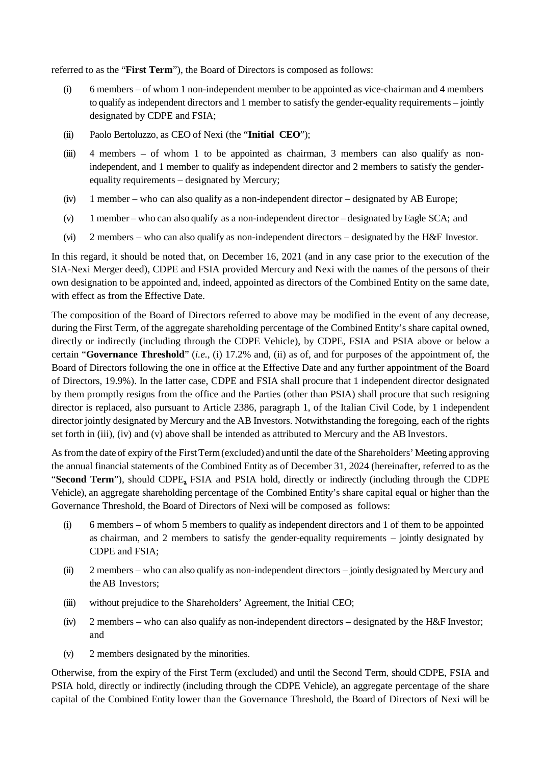referred to as the "**First Term**"), the Board of Directors is composed as follows:

(i) 6 members – of whom 1 non-independent member to be appointed as vice-chairman and 4 members to qualify as independent directors and 1 member to satisfy the gender-equality requirements – jointly designated by CDPE and FSIA;

(ii) Paolo Bertoluzzo, as CEO of Nexi (the "**Initial CEO**");

(iii) 4 members – of whom 1 to be appointed as chairman, 3 members can also qualify as non-independent, and 1 member to qualify as independent director and 2 members to satisfy the gender-equality requirements – designated by Mercury;

(iv) 1 member – who can also qualify as a non-independent director – designated by AB Europe;

(v) 1 member – who can also qualify as a non-independent director – designated by Eagle SCA; and

(vi) 2 members – who can also qualify as non-independent directors – designated by the H&F Investor.

In this regard, it should be noted that, on December 16, 2021 (and in any case prior to the execution of the SIA-Nexi Merger deed), CDPE and FSIA provided Mercury and Nexi with the names of the persons of their own designation to be appointed and, indeed, appointed as directors of the Combined Entity on the same date, with effect as from the Effective Date.

The composition of the Board of Directors referred to above may be modified in the event of any decrease, during the First Term, of the aggregate shareholding percentage of the Combined Entity's share capital owned, directly or indirectly (including through the CDPE Vehicle), by CDPE, FSIA and PSIA above or below a certain "**Governance Threshold**" (*i.e.*, (i) 17.2% and, (ii) as of, and for purposes of the appointment of, the Board of Directors following the one in office at the Effective Date and any further appointment of the Board of Directors, 19.9%). In the latter case, CDPE and FSIA shall procure that 1 independent director designated by them promptly resigns from the office and the Parties (other than PSIA) shall procure that such resigning director is replaced, also pursuant to Article 2386, paragraph 1, of the Italian Civil Code, by 1 independent director jointly designated by Mercury and the AB Investors. Notwithstanding the foregoing, each of the rights set forth in (iii), (iv) and (v) above shall be intended as attributed to Mercury and the AB Investors.

As from the date of expiry of the First Term (excluded) and until the date of the Shareholders' Meeting approving the annual financial statements of the Combined Entity as of December 31, 2024 (hereinafter, referred to as the "**Second Term**"), should CDPE, FSIA and PSIA hold, directly or indirectly (including through the CDPE Vehicle), an aggregate shareholding percentage of the Combined Entity's share capital equal or higher than the Governance Threshold, the Board of Directors of Nexi will be composed as follows:

(i) 6 members – of whom 5 members to qualify as independent directors and 1 of them to be appointed as chairman, and 2 members to satisfy the gender-equality requirements – jointly designated by CDPE and FSIA;

(ii) 2 members – who can also qualify as non-independent directors – jointly designated by Mercury and the AB Investors;

(iii) without prejudice to the Shareholders' Agreement, the Initial CEO;

(iv) 2 members – who can also qualify as non-independent directors – designated by the H&F Investor; and

(v) 2 members designated by the minorities.

Otherwise, from the expiry of the First Term (excluded) and until the Second Term, should CDPE, FSIA and PSIA hold, directly or indirectly (including through the CDPE Vehicle), an aggregate percentage of the share capital of the Combined Entity lower than the Governance Threshold, the Board of Directors of Nexi will be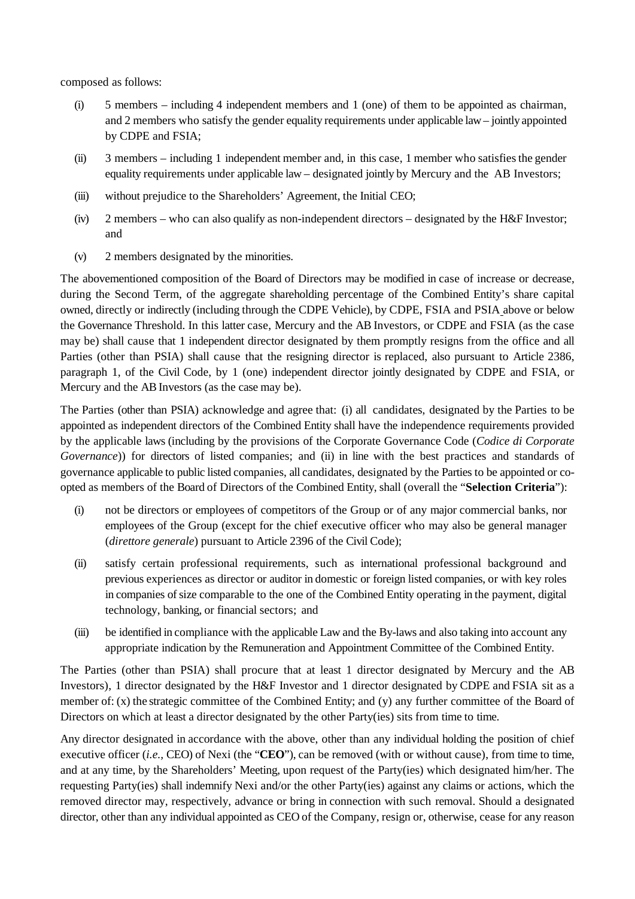composed as follows:

(i) 5 members – including 4 independent members and 1 (one) of them to be appointed as chairman, and 2 members who satisfy the gender equality requirements under applicable law – jointly appointed by CDPE and FSIA;

(ii) 3 members – including 1 independent member and, in this case, 1 member who satisfies the gender equality requirements under applicable law – designated jointly by Mercury and the AB Investors;

(iii) without prejudice to the Shareholders' Agreement, the Initial CEO;

(iv) 2 members – who can also qualify as non-independent directors – designated by the H&F Investor; and

(v) 2 members designated by the minorities.

The abovementioned composition of the Board of Directors may be modified in case of increase or decrease, during the Second Term, of the aggregate shareholding percentage of the Combined Entity's share capital owned, directly or indirectly (including through the CDPE Vehicle), by CDPE, FSIA and PSIA above or below the Governance Threshold. In this latter case, Mercury and the AB Investors, or CDPE and FSIA (as the case may be) shall cause that 1 independent director designated by them promptly resigns from the office and all Parties (other than PSIA) shall cause that the resigning director is replaced, also pursuant to Article 2386, paragraph 1, of the Civil Code, by 1 (one) independent director jointly designated by CDPE and FSIA, or Mercury and the AB Investors (as the case may be).

The Parties (other than PSIA) acknowledge and agree that: (i) all candidates, designated by the Parties to be appointed as independent directors of the Combined Entity shall have the independence requirements provided by the applicable laws (including by the provisions of the Corporate Governance Code (*Codice di Corporate Governance*)) for directors of listed companies; and (ii) in line with the best practices and standards of governance applicable to public listed companies, all candidates, designated by the Parties to be appointed or co-opted as members of the Board of Directors of the Combined Entity, shall (overall the "**Selection Criteria**"):

(i) not be directors or employees of competitors of the Group or of any major commercial banks, nor employees of the Group (except for the chief executive officer who may also be general manager (*direttore generale*) pursuant to Article 2396 of the Civil Code);

(ii) satisfy certain professional requirements, such as international professional background and previous experiences as director or auditor in domestic or foreign listed companies, or with key roles in companies of size comparable to the one of the Combined Entity operating in the payment, digital technology, banking, or financial sectors; and

(iii) be identified in compliance with the applicable Law and the By-laws and also taking into account any appropriate indication by the Remuneration and Appointment Committee of the Combined Entity.

The Parties (other than PSIA) shall procure that at least 1 director designated by Mercury and the AB Investors), 1 director designated by the H&F Investor and 1 director designated by CDPE and FSIA sit as a member of: (x) the strategic committee of the Combined Entity; and (y) any further committee of the Board of Directors on which at least a director designated by the other Party(ies) sits from time to time.

Any director designated in accordance with the above, other than any individual holding the position of chief executive officer (*i.e.,* CEO) of Nexi (the "**CEO**"), can be removed (with or without cause), from time to time, and at any time, by the Shareholders' Meeting, upon request of the Party(ies) which designated him/her. The requesting Party(ies) shall indemnify Nexi and/or the other Party(ies) against any claims or actions, which the removed director may, respectively, advance or bring in connection with such removal. Should a designated director, other than any individual appointed as CEO of the Company, resign or, otherwise, cease for any reason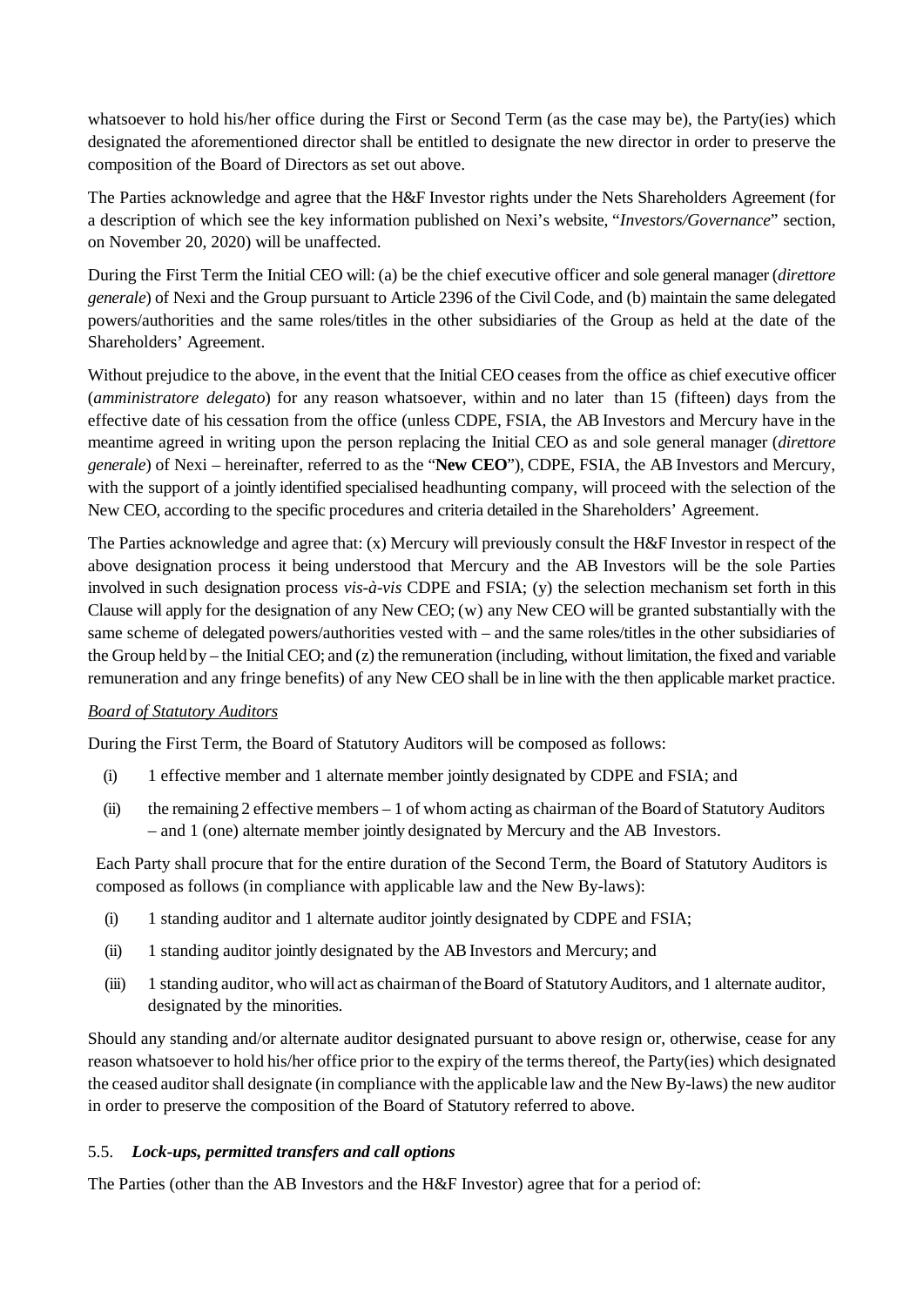whatsoever to hold his/her office during the First or Second Term (as the case may be), the Party(ies) which designated the aforementioned director shall be entitled to designate the new director in order to preserve the composition of the Board of Directors as set out above.

The Parties acknowledge and agree that the H&F Investor rights under the Nets Shareholders Agreement (for a description of which see the key information published on Nexi's website, "*Investors/Governance*" section, on November 20, 2020) will be unaffected.

During the First Term the Initial CEO will: (a) be the chief executive officer and sole general manager (*direttore generale*) of Nexi and the Group pursuant to Article 2396 of the Civil Code, and (b) maintain the same delegated powers/authorities and the same roles/titles in the other subsidiaries of the Group as held at the date of the Shareholders' Agreement.

Without prejudice to the above, in the event that the Initial CEO ceases from the office as chief executive officer (*amministratore delegato*) for any reason whatsoever, within and no later than 15 (fifteen) days from the effective date of his cessation from the office (unless CDPE, FSIA, the AB Investors and Mercury have in the meantime agreed in writing upon the person replacing the Initial CEO as and sole general manager (*direttore generale*) of Nexi – hereinafter, referred to as the "**New CEO**"), CDPE, FSIA, the AB Investors and Mercury, with the support of a jointly identified specialised headhunting company, will proceed with the selection of the New CEO, according to the specific procedures and criteria detailed in the Shareholders' Agreement.

The Parties acknowledge and agree that: (x) Mercury will previously consult the H&F Investor in respect of the above designation process it being understood that Mercury and the AB Investors will be the sole Parties involved in such designation process *vis-à-vis* CDPE and FSIA; (y) the selection mechanism set forth in this Clause will apply for the designation of any New CEO; (w) any New CEO will be granted substantially with the same scheme of delegated powers/authorities vested with – and the same roles/titles in the other subsidiaries of the Group held by – the Initial CEO; and (z) the remuneration (including, without limitation, the fixed and variable remuneration and any fringe benefits) of any New CEO shall be in line with the then applicable market practice.

<u>*Board of Statutory Auditors*</u>

During the First Term, the Board of Statutory Auditors will be composed as follows:

(i) 1 effective member and 1 alternate member jointly designated by CDPE and FSIA; and

(ii) the remaining 2 effective members – 1 of whom acting as chairman of the Board of Statutory Auditors – and 1 (one) alternate member jointly designated by Mercury and the AB Investors.

Each Party shall procure that for the entire duration of the Second Term, the Board of Statutory Auditors is composed as follows (in compliance with applicable law and the New By-laws):

(i) 1 standing auditor and 1 alternate auditor jointly designated by CDPE and FSIA;

(ii) 1 standing auditor jointly designated by the AB Investors and Mercury; and

(iii) 1 standing auditor, who will act as chairman of the Board of Statutory Auditors, and 1 alternate auditor, designated by the minorities.

Should any standing and/or alternate auditor designated pursuant to above resign or, otherwise, cease for any reason whatsoever to hold his/her office prior to the expiry of the terms thereof, the Party(ies) which designated the ceased auditor shall designate (in compliance with the applicable law and the New By-laws) the new auditor in order to preserve the composition of the Board of Statutory referred to above.

### 5.5. ***Lock-ups, permitted transfers and call options***

The Parties (other than the AB Investors and the H&F Investor) agree that for a period of: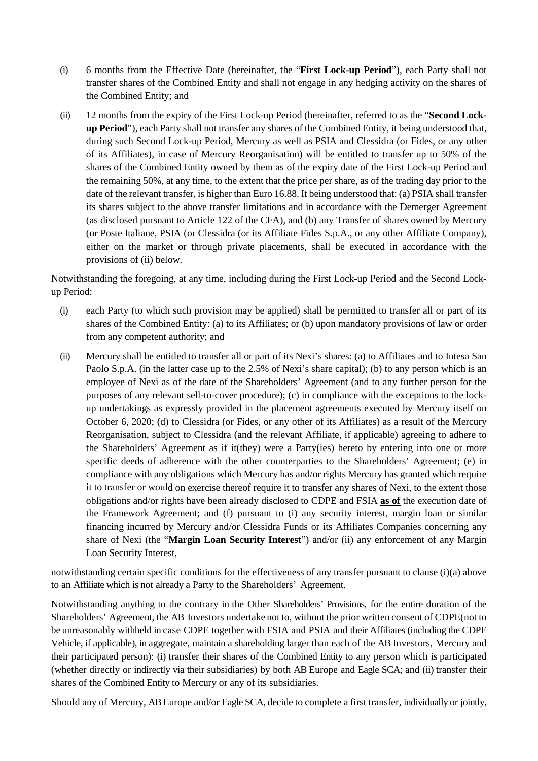(i) 6 months from the Effective Date (hereinafter, the "**First Lock-up Period**"), each Party shall not transfer shares of the Combined Entity and shall not engage in any hedging activity on the shares of the Combined Entity; and

(ii) 12 months from the expiry of the First Lock-up Period (hereinafter, referred to as the "**Second Lock-up Period**"), each Party shall not transfer any shares of the Combined Entity, it being understood that, during such Second Lock-up Period, Mercury as well as PSIA and Clessidra (or Fides, or any other of its Affiliates), in case of Mercury Reorganisation) will be entitled to transfer up to 50% of the shares of the Combined Entity owned by them as of the expiry date of the First Lock-up Period and the remaining 50%, at any time, to the extent that the price per share, as of the trading day prior to the date of the relevant transfer, is higher than Euro 16.88. It being understood that: (a) PSIA shall transfer its shares subject to the above transfer limitations and in accordance with the Demerger Agreement (as disclosed pursuant to Article 122 of the CFA), and (b) any Transfer of shares owned by Mercury (or Poste Italiane, PSIA (or Clessidra (or its Affiliate Fides S.p.A., or any other Affiliate Company), either on the market or through private placements, shall be executed in accordance with the provisions of (ii) below.

Notwithstanding the foregoing, at any time, including during the First Lock-up Period and the Second Lock-up Period:

(i) each Party (to which such provision may be applied) shall be permitted to transfer all or part of its shares of the Combined Entity: (a) to its Affiliates; or (b) upon mandatory provisions of law or order from any competent authority; and

(ii) Mercury shall be entitled to transfer all or part of its Nexi's shares: (a) to Affiliates and to Intesa San Paolo S.p.A. (in the latter case up to the 2.5% of Nexi's share capital); (b) to any person which is an employee of Nexi as of the date of the Shareholders' Agreement (and to any further person for the purposes of any relevant sell-to-cover procedure); (c) in compliance with the exceptions to the lock-up undertakings as expressly provided in the placement agreements executed by Mercury itself on October 6, 2020; (d) to Clessidra (or Fides, or any other of its Affiliates) as a result of the Mercury Reorganisation, subject to Clessidra (and the relevant Affiliate, if applicable) agreeing to adhere to the Shareholders' Agreement as if it(they) were a Party(ies) hereto by entering into one or more specific deeds of adherence with the other counterparties to the Shareholders' Agreement; (e) in compliance with any obligations which Mercury has and/or rights Mercury has granted which require it to transfer or would on exercise thereof require it to transfer any shares of Nexi, to the extent those obligations and/or rights have been already disclosed to CDPE and FSIA **as of** the execution date of the Framework Agreement; and (f) pursuant to (i) any security interest, margin loan or similar financing incurred by Mercury and/or Clessidra Funds or its Affiliates Companies concerning any share of Nexi (the "**Margin Loan Security Interest**") and/or (ii) any enforcement of any Margin Loan Security Interest,

notwithstanding certain specific conditions for the effectiveness of any transfer pursuant to clause (i)(a) above to an Affiliate which is not already a Party to the Shareholders' Agreement.

Notwithstanding anything to the contrary in the Other Shareholders' Provisions, for the entire duration of the Shareholders' Agreement, the AB Investors undertake not to, without the prior written consent of CDPE(not to be unreasonably withheld in case CDPE together with FSIA and PSIA and their Affiliates (including the CDPE Vehicle, if applicable), in aggregate, maintain a shareholding larger than each of the AB Investors, Mercury and their participated person): (i) transfer their shares of the Combined Entity to any person which is participated (whether directly or indirectly via their subsidiaries) by both AB Europe and Eagle SCA; and (ii) transfer their shares of the Combined Entity to Mercury or any of its subsidiaries.

Should any of Mercury, AB Europe and/or Eagle SCA, decide to complete a first transfer, individually or jointly,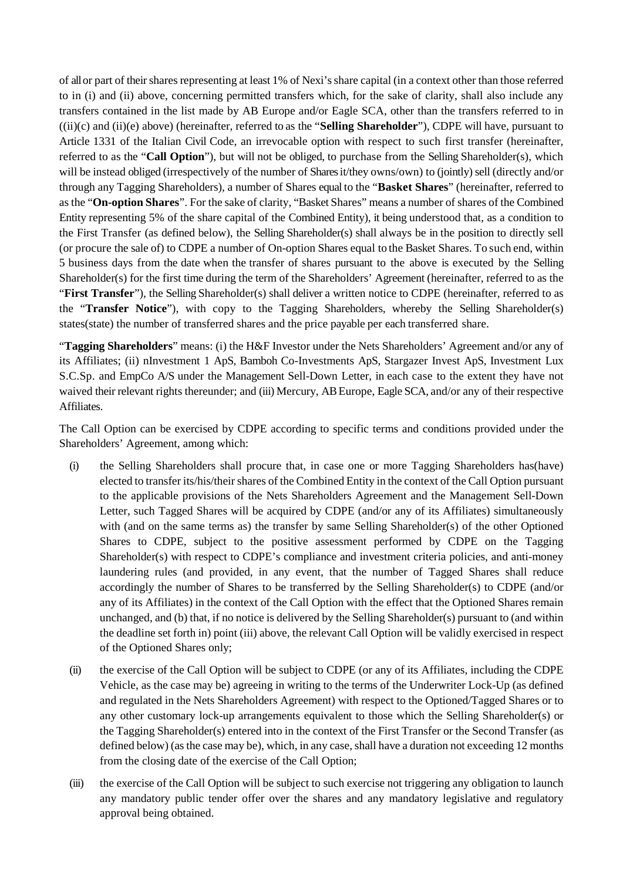of all or part of their shares representing at least 1% of Nexi's share capital (in a context other than those referred to in (i) and (ii) above, concerning permitted transfers which, for the sake of clarity, shall also include any transfers contained in the list made by AB Europe and/or Eagle SCA, other than the transfers referred to in ((ii)(c) and (ii)(e) above) (hereinafter, referred to as the "**Selling Shareholder**"), CDPE will have, pursuant to Article 1331 of the Italian Civil Code, an irrevocable option with respect to such first transfer (hereinafter, referred to as the "**Call Option**"), but will not be obliged, to purchase from the Selling Shareholder(s), which will be instead obliged (irrespectively of the number of Shares it/they owns/own) to (jointly) sell (directly and/or through any Tagging Shareholders), a number of Shares equal to the "**Basket Shares**" (hereinafter, referred to as the "**On-option Shares**". For the sake of clarity, "Basket Shares" means a number of shares of the Combined Entity representing 5% of the share capital of the Combined Entity), it being understood that, as a condition to the First Transfer (as defined below), the Selling Shareholder(s) shall always be in the position to directly sell (or procure the sale of) to CDPE a number of On-option Shares equal to the Basket Shares. To such end, within 5 business days from the date when the transfer of shares pursuant to the above is executed by the Selling Shareholder(s) for the first time during the term of the Shareholders' Agreement (hereinafter, referred to as the "**First Transfer**"), the Selling Shareholder(s) shall deliver a written notice to CDPE (hereinafter, referred to as the "**Transfer Notice**"), with copy to the Tagging Shareholders, whereby the Selling Shareholder(s) states(state) the number of transferred shares and the price payable per each transferred share.

"**Tagging Shareholders**" means: (i) the H&F Investor under the Nets Shareholders' Agreement and/or any of its Affiliates; (ii) nInvestment 1 ApS, Bamboh Co-Investments ApS, Stargazer Invest ApS, Investment Lux S.C.Sp. and EmpCo A/S under the Management Sell-Down Letter, in each case to the extent they have not waived their relevant rights thereunder; and (iii) Mercury, AB Europe, Eagle SCA, and/or any of their respective Affiliates.

The Call Option can be exercised by CDPE according to specific terms and conditions provided under the Shareholders' Agreement, among which:

(i) the Selling Shareholders shall procure that, in case one or more Tagging Shareholders has(have) elected to transfer its/his/their shares of the Combined Entity in the context of the Call Option pursuant to the applicable provisions of the Nets Shareholders Agreement and the Management Sell-Down Letter, such Tagged Shares will be acquired by CDPE (and/or any of its Affiliates) simultaneously with (and on the same terms as) the transfer by same Selling Shareholder(s) of the other Optioned Shares to CDPE, subject to the positive assessment performed by CDPE on the Tagging Shareholder(s) with respect to CDPE's compliance and investment criteria policies, and anti-money laundering rules (and provided, in any event, that the number of Tagged Shares shall reduce accordingly the number of Shares to be transferred by the Selling Shareholder(s) to CDPE (and/or any of its Affiliates) in the context of the Call Option with the effect that the Optioned Shares remain unchanged, and (b) that, if no notice is delivered by the Selling Shareholder(s) pursuant to (and within the deadline set forth in) point (iii) above, the relevant Call Option will be validly exercised in respect of the Optioned Shares only;

(ii) the exercise of the Call Option will be subject to CDPE (or any of its Affiliates, including the CDPE Vehicle, as the case may be) agreeing in writing to the terms of the Underwriter Lock-Up (as defined and regulated in the Nets Shareholders Agreement) with respect to the Optioned/Tagged Shares or to any other customary lock-up arrangements equivalent to those which the Selling Shareholder(s) or the Tagging Shareholder(s) entered into in the context of the First Transfer or the Second Transfer (as defined below) (as the case may be), which, in any case, shall have a duration not exceeding 12 months from the closing date of the exercise of the Call Option;

(iii) the exercise of the Call Option will be subject to such exercise not triggering any obligation to launch any mandatory public tender offer over the shares and any mandatory legislative and regulatory approval being obtained.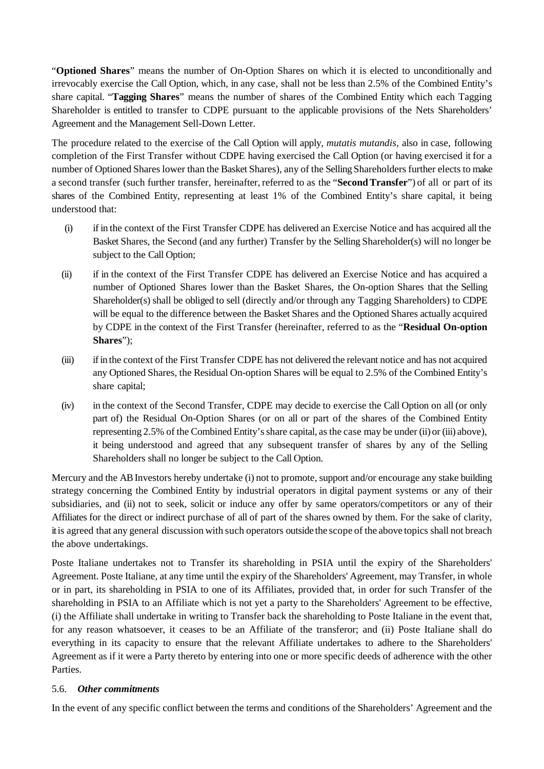"**Optioned Shares**" means the number of On-Option Shares on which it is elected to unconditionally and irrevocably exercise the Call Option, which, in any case, shall not be less than 2.5% of the Combined Entity's share capital. "**Tagging Shares**" means the number of shares of the Combined Entity which each Tagging Shareholder is entitled to transfer to CDPE pursuant to the applicable provisions of the Nets Shareholders' Agreement and the Management Sell-Down Letter.

The procedure related to the exercise of the Call Option will apply, *mutatis mutandis*, also in case, following completion of the First Transfer without CDPE having exercised the Call Option (or having exercised it for a number of Optioned Shares lower than the Basket Shares), any of the Selling Shareholders further elects to make a second transfer (such further transfer, hereinafter, referred to as the "**Second Transfer**") of all or part of its shares of the Combined Entity, representing at least 1% of the Combined Entity's share capital, it being understood that:

(i) if in the context of the First Transfer CDPE has delivered an Exercise Notice and has acquired all the Basket Shares, the Second (and any further) Transfer by the Selling Shareholder(s) will no longer be subject to the Call Option;

(ii) if in the context of the First Transfer CDPE has delivered an Exercise Notice and has acquired a number of Optioned Shares lower than the Basket Shares, the On-option Shares that the Selling Shareholder(s) shall be obliged to sell (directly and/or through any Tagging Shareholders) to CDPE will be equal to the difference between the Basket Shares and the Optioned Shares actually acquired by CDPE in the context of the First Transfer (hereinafter, referred to as the "**Residual On-option Shares**");

(iii) if in the context of the First Transfer CDPE has not delivered the relevant notice and has not acquired any Optioned Shares, the Residual On-option Shares will be equal to 2.5% of the Combined Entity's share capital;

(iv) in the context of the Second Transfer, CDPE may decide to exercise the Call Option on all (or only part of) the Residual On-Option Shares (or on all or part of the shares of the Combined Entity representing 2.5% of the Combined Entity's share capital, as the case may be under (ii) or (iii) above), it being understood and agreed that any subsequent transfer of shares by any of the Selling Shareholders shall no longer be subject to the Call Option.

Mercury and the AB Investors hereby undertake (i) not to promote, support and/or encourage any stake building strategy concerning the Combined Entity by industrial operators in digital payment systems or any of their subsidiaries, and (ii) not to seek, solicit or induce any offer by same operators/competitors or any of their Affiliates for the direct or indirect purchase of all of part of the shares owned by them. For the sake of clarity, it is agreed that any general discussion with such operators outside the scope of the above topics shall not breach the above undertakings.

Poste Italiane undertakes not to Transfer its shareholding in PSIA until the expiry of the Shareholders' Agreement. Poste Italiane, at any time until the expiry of the Shareholders' Agreement, may Transfer, in whole or in part, its shareholding in PSIA to one of its Affiliates, provided that, in order for such Transfer of the shareholding in PSIA to an Affiliate which is not yet a party to the Shareholders' Agreement to be effective, (i) the Affiliate shall undertake in writing to Transfer back the shareholding to Poste Italiane in the event that, for any reason whatsoever, it ceases to be an Affiliate of the transferor; and (ii) Poste Italiane shall do everything in its capacity to ensure that the relevant Affiliate undertakes to adhere to the Shareholders' Agreement as if it were a Party thereto by entering into one or more specific deeds of adherence with the other Parties.

### 5.6. *Other commitments*

In the event of any specific conflict between the terms and conditions of the Shareholders' Agreement and the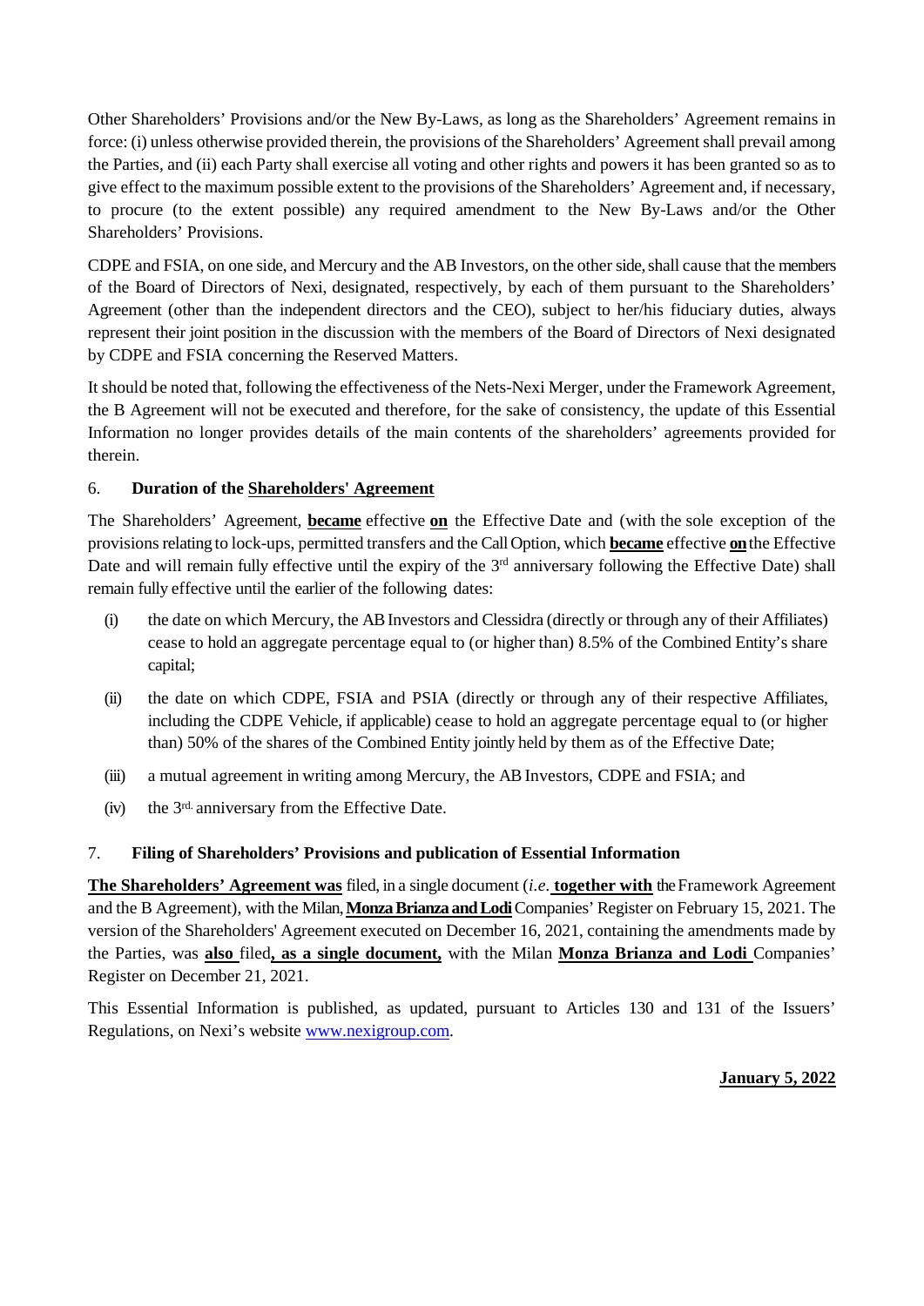Other Shareholders' Provisions and/or the New By-Laws, as long as the Shareholders' Agreement remains in force: (i) unless otherwise provided therein, the provisions of the Shareholders' Agreement shall prevail among the Parties, and (ii) each Party shall exercise all voting and other rights and powers it has been granted so as to give effect to the maximum possible extent to the provisions of the Shareholders' Agreement and, if necessary, to procure (to the extent possible) any required amendment to the New By-Laws and/or the Other Shareholders' Provisions.

CDPE and FSIA, on one side, and Mercury and the AB Investors, on the other side, shall cause that the members of the Board of Directors of Nexi, designated, respectively, by each of them pursuant to the Shareholders' Agreement (other than the independent directors and the CEO), subject to her/his fiduciary duties, always represent their joint position in the discussion with the members of the Board of Directors of Nexi designated by CDPE and FSIA concerning the Reserved Matters.

It should be noted that, following the effectiveness of the Nets-Nexi Merger, under the Framework Agreement, the B Agreement will not be executed and therefore, for the sake of consistency, the update of this Essential Information no longer provides details of the main contents of the shareholders' agreements provided for therein.

## 6. Duration of the Shareholders' Agreement

The Shareholders' Agreement, **became** effective **on** the Effective Date and (with the sole exception of the provisions relating to lock-ups, permitted transfers and the Call Option, which **became** effective **on** the Effective Date and will remain fully effective until the expiry of the 3rd anniversary following the Effective Date) shall remain fully effective until the earlier of the following dates:

(i) the date on which Mercury, the AB Investors and Clessidra (directly or through any of their Affiliates) cease to hold an aggregate percentage equal to (or higher than) 8.5% of the Combined Entity's share capital;

(ii) the date on which CDPE, FSIA and PSIA (directly or through any of their respective Affiliates, including the CDPE Vehicle, if applicable) cease to hold an aggregate percentage equal to (or higher than) 50% of the shares of the Combined Entity jointly held by them as of the Effective Date;

(iii) a mutual agreement in writing among Mercury, the AB Investors, CDPE and FSIA; and

(iv) the 3rd anniversary from the Effective Date.

## 7. Filing of Shareholders' Provisions and publication of Essential Information

**The Shareholders' Agreement was** filed, in a single document (*i.e.* **together with** the Framework Agreement and the B Agreement), with the Milan, **Monza Brianza and Lodi** Companies' Register on February 15, 2021. The version of the Shareholders' Agreement executed on December 16, 2021, containing the amendments made by the Parties, was **also** filed**, as a single document,** with the Milan **Monza Brianza and Lodi** Companies' Register on December 21, 2021.

This Essential Information is published, as updated, pursuant to Articles 130 and 131 of the Issuers' Regulations, on Nexi's website www.nexigroup.com.

**January 5, 2022**